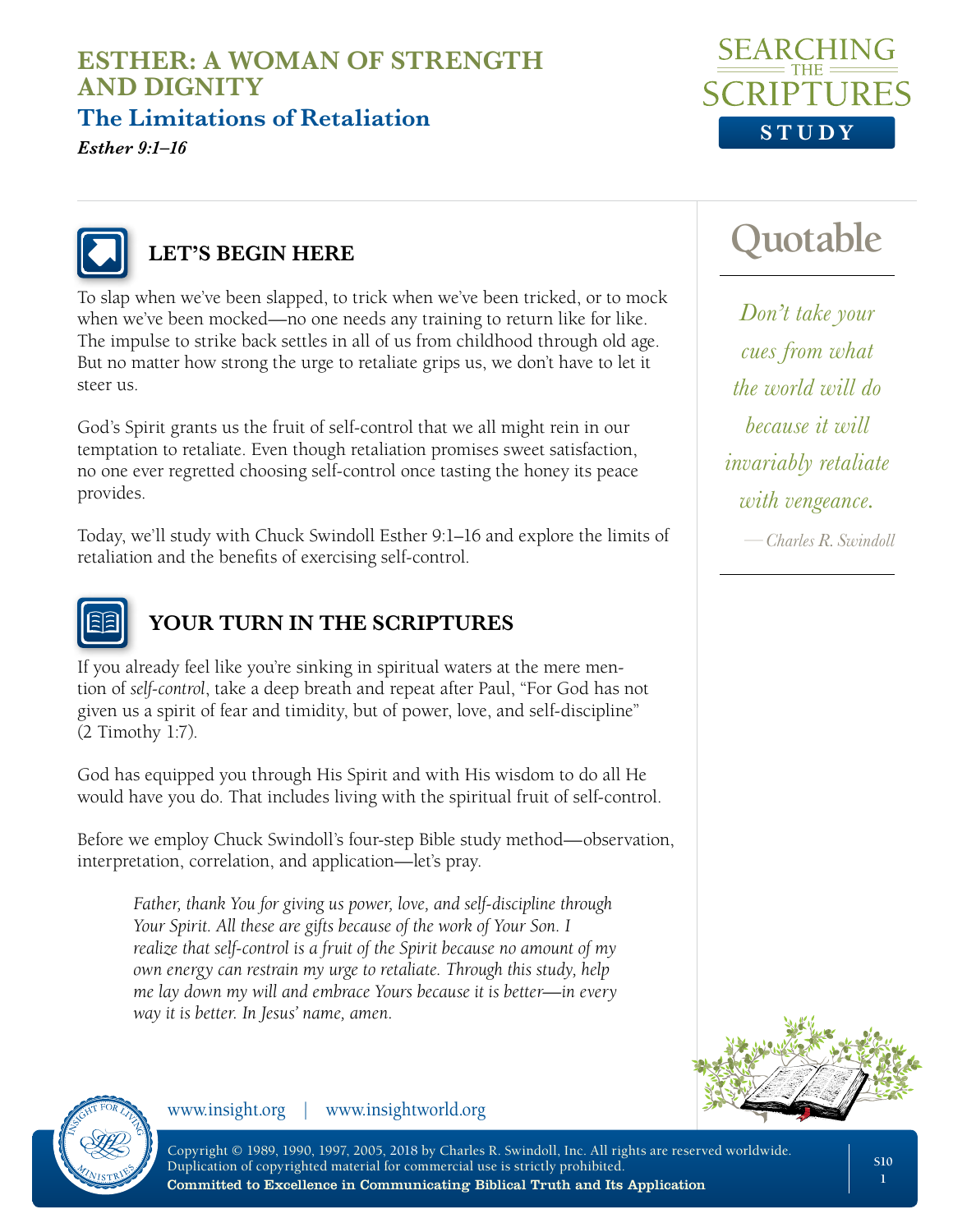# ESTHER: A WOMAN OF STRENGTH AND DIGNITY

## The Limitations of Retaliation

*Esther 9:1–16*

### LET'S BEGIN HERE

To slap when we've been slapped, to trick when we've been tricked, or to mock when we've been mocked—no one needs any training to return like for like. The impulse to strike back settles in all of us from childhood through old age. But no matter how strong the urge to retaliate grips us, we don't have to let it steer us.

God's Spirit grants us the fruit of self-control that we all might rein in our temptation to retaliate. Even though retaliation promises sweet satisfaction, no one ever regretted choosing self-control once tasting the honey its peace provides.

Today, we'll study with Chuck Swindoll Esther 9:1–16 and explore the limits of retaliation and the benefits of exercising self-control.

### Quotable

*Don't take your cues from what the world will do because it will invariably retaliate with vengeance.*

*—Charles R. Swindoll*

### YOUR TURN IN THE SCRIPTURES

If you already feel like you're sinking in spiritual waters at the mere mention of *self-control*, take a deep breath and repeat after Paul, "For God has not given us a spirit of fear and timidity, but of power, love, and self-discipline" (2 Timothy 1:7).

God has equipped you through His Spirit and with His wisdom to do all He would have you do. That includes living with the spiritual fruit of self-control.

Before we employ Chuck Swindoll's four-step Bible study method—observation, interpretation, correlation, and application—let's pray.

> *Father, thank You for giving us power, love, and self-discipline through Your Spirit. All these are gifts because of the work of Your Son. I realize that self-control is a fruit of the Spirit because no amount of my own energy can restrain my urge to retaliate. Through this study, help me lay down my will and embrace Yours because it is better—in every way it is better. In Jesus' name, amen.*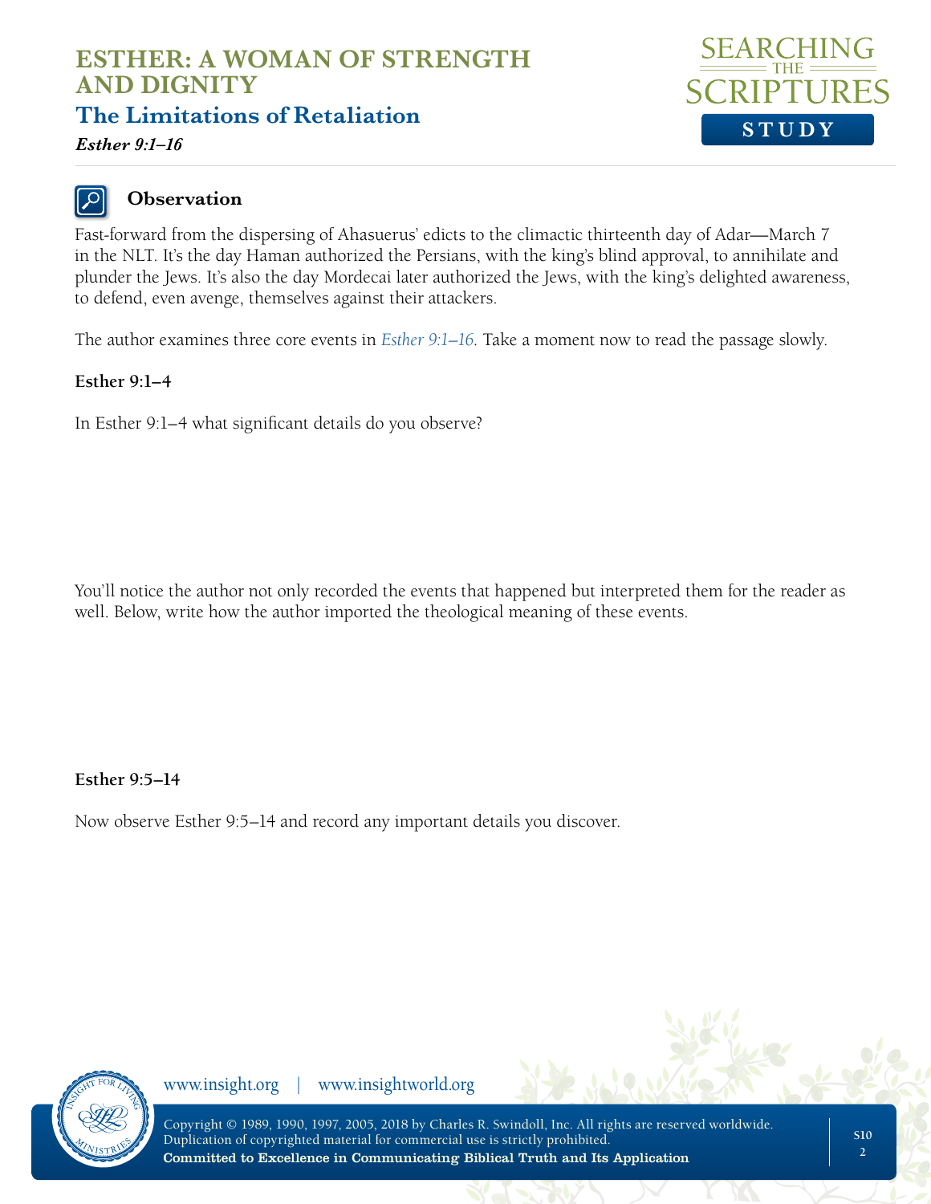# ESTHER: A WOMAN OF STRENGTH AND DIGNITY

## The Limitations of Retaliation

*Esther 9:1–16*

### Observation

Fast-forward from the dispersing of Ahasuerus' edicts to the climactic thirteenth day of Adar—March 7 in the NLT. It's the day Haman authorized the Persians, with the king's blind approval, to annihilate and plunder the Jews. It's also the day Mordecai later authorized the Jews, with the king's delighted awareness, to defend, even avenge, themselves against their attackers.

The author examines three core events in *Esther 9:1–16*. Take a moment now to read the passage slowly.

**Esther 9:1–4**

In Esther 9:1–4 what significant details do you observe?

You'll notice the author not only recorded the events that happened but interpreted them for the reader as well. Below, write how the author imported the theological meaning of these events.

**Esther 9:5–14**

Now observe Esther 9:5–14 and record any important details you discover.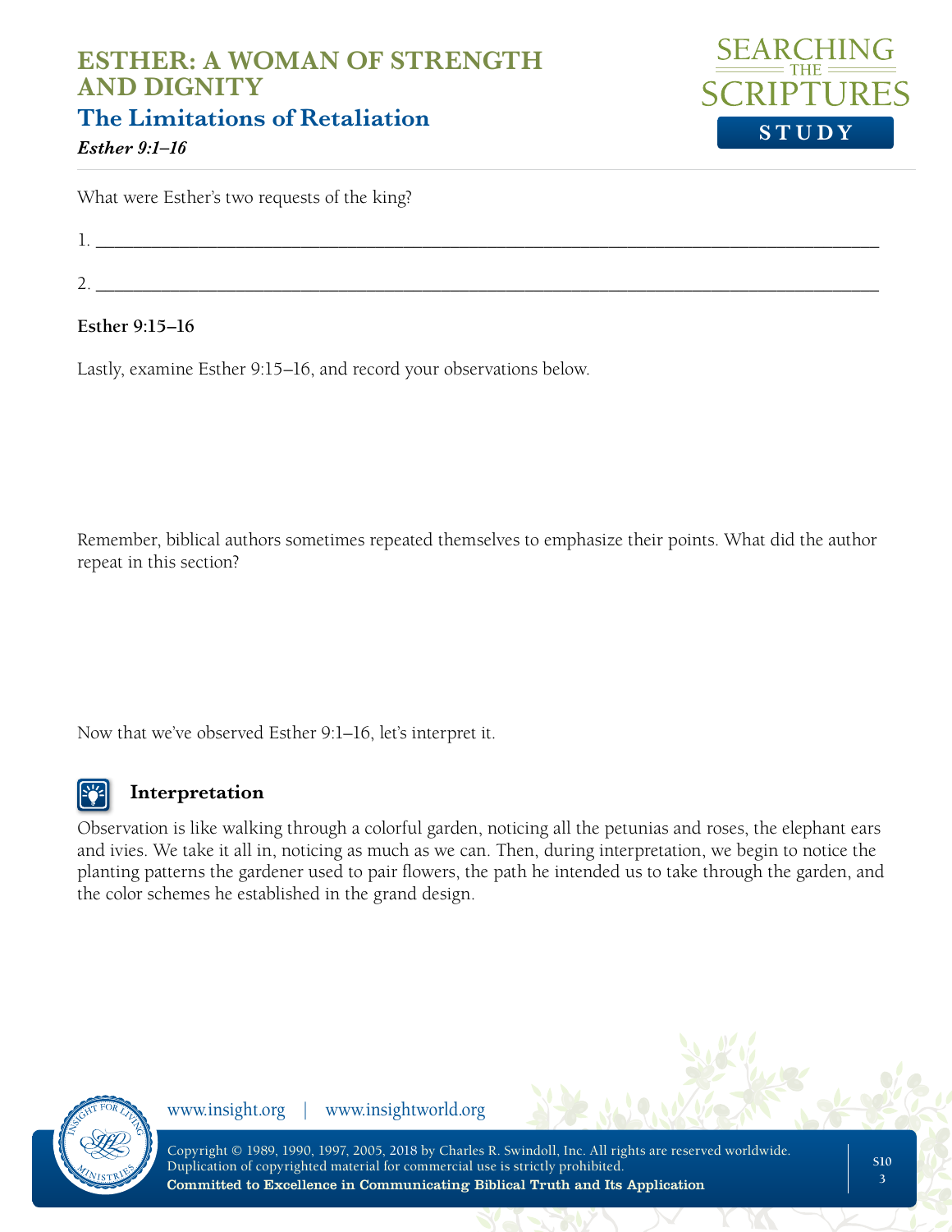What were Esther's two requests of the king?

1. ________________________________________________________________________________

2. ________________________________________________________________________________

**Esther 9:15–16**

Lastly, examine Esther 9:15–16, and record your observations below.

Remember, biblical authors sometimes repeated themselves to emphasize their points. What did the author repeat in this section?

Now that we've observed Esther 9:1–16, let's interpret it.

### Interpretation

Observation is like walking through a colorful garden, noticing all the petunias and roses, the elephant ears and ivies. We take it all in, noticing as much as we can. Then, during interpretation, we begin to notice the planting patterns the gardener used to pair flowers, the path he intended us to take through the garden, and the color schemes he established in the grand design.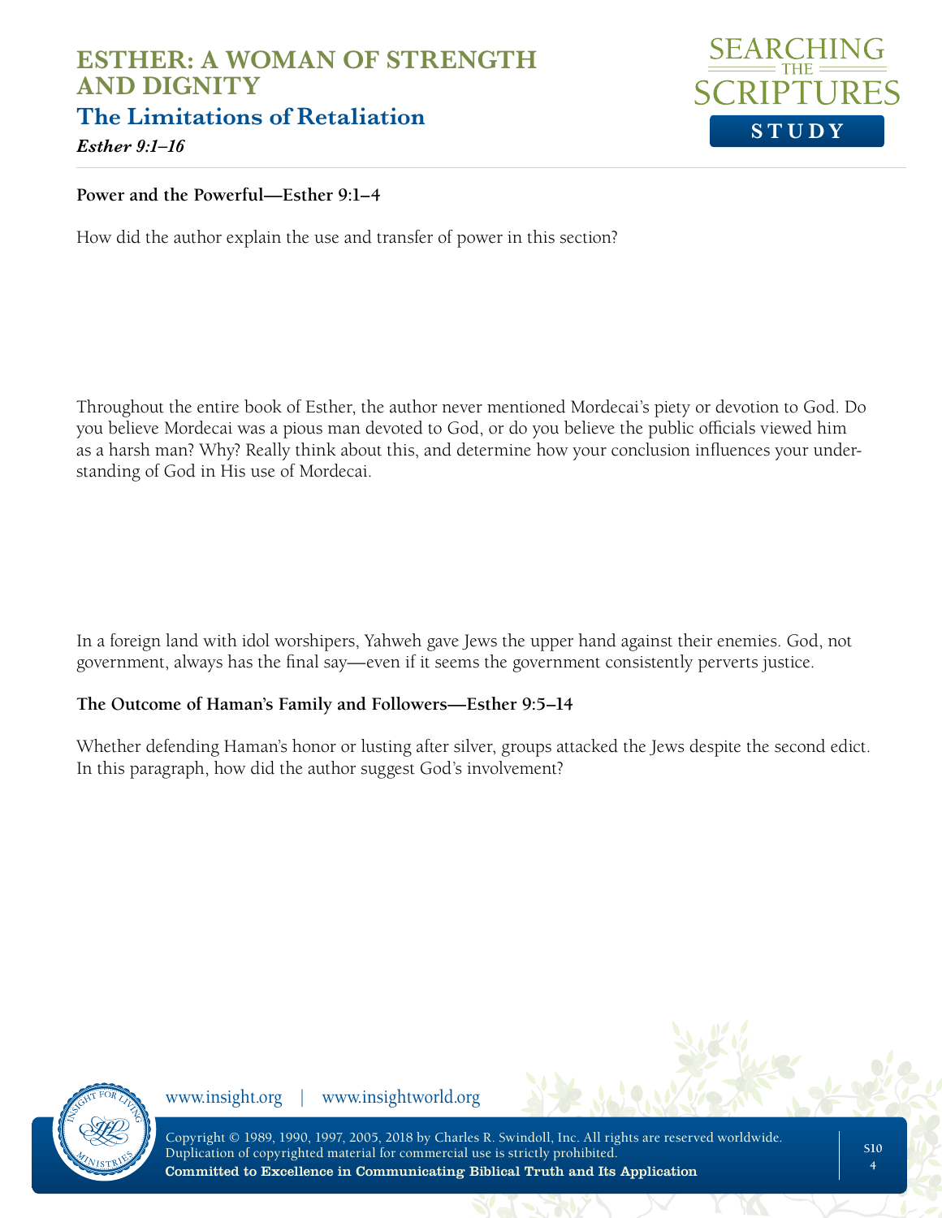# ESTHER: A WOMAN OF STRENGTH AND DIGNITY

## The Limitations of Retaliation

*Esther 9:1–16*

**Power and the Powerful—Esther 9:1–4**

How did the author explain the use and transfer of power in this section?

Throughout the entire book of Esther, the author never mentioned Mordecai's piety or devotion to God. Do you believe Mordecai was a pious man devoted to God, or do you believe the public officials viewed him as a harsh man? Why? Really think about this, and determine how your conclusion influences your understanding of God in His use of Mordecai.

In a foreign land with idol worshipers, Yahweh gave Jews the upper hand against their enemies. God, not government, always has the final say—even if it seems the government consistently perverts justice.

**The Outcome of Haman's Family and Followers—Esther 9:5–14**

Whether defending Haman's honor or lusting after silver, groups attacked the Jews despite the second edict. In this paragraph, how did the author suggest God's involvement?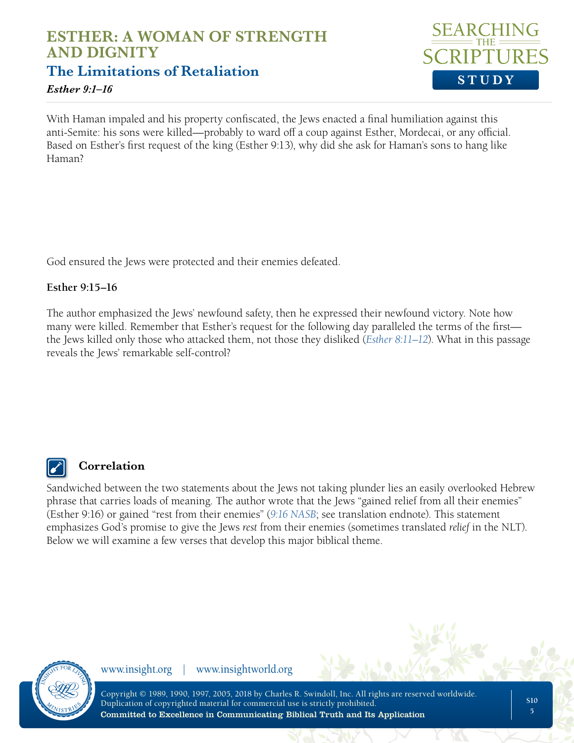# ESTHER: A WOMAN OF STRENGTH AND DIGNITY

## The Limitations of Retaliation

*Esther 9:1–16*

With Haman impaled and his property confiscated, the Jews enacted a final humiliation against this anti-Semite: his sons were killed—probably to ward off a coup against Esther, Mordecai, or any official. Based on Esther's first request of the king (Esther 9:13), why did she ask for Haman's sons to hang like Haman?

God ensured the Jews were protected and their enemies defeated.

**Esther 9:15–16**

The author emphasized the Jews' newfound safety, then he expressed their newfound victory. Note how many were killed. Remember that Esther's request for the following day paralleled the terms of the first—the Jews killed only those who attacked them, not those they disliked (*Esther 8:11–12*). What in this passage reveals the Jews' remarkable self-control?

### Correlation

Sandwiched between the two statements about the Jews not taking plunder lies an easily overlooked Hebrew phrase that carries loads of meaning. The author wrote that the Jews "gained relief from all their enemies" (Esther 9:16) or gained "rest from their enemies" (*9:16 NASB*; see translation endnote). This statement emphasizes God's promise to give the Jews *rest* from their enemies (sometimes translated *relief* in the NLT). Below we will examine a few verses that develop this major biblical theme.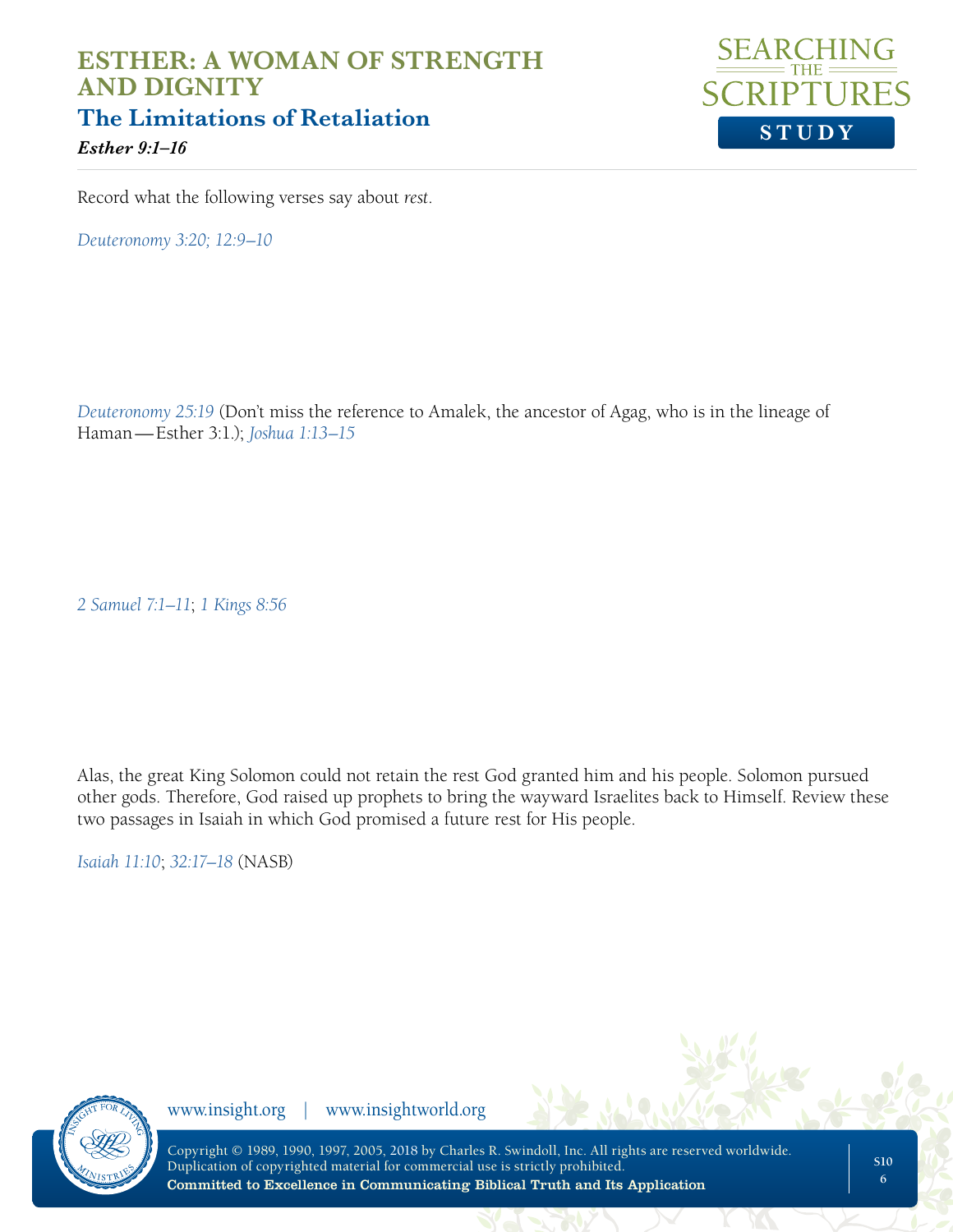Record what the following verses say about *rest*.

*Deuteronomy 3:20; 12:9–10*

*Deuteronomy 25:19* (Don't miss the reference to Amalek, the ancestor of Agag, who is in the lineage of Haman—Esther 3:1.); *Joshua 1:13–15*

*2 Samuel 7:1–11*; *1 Kings 8:56*

Alas, the great King Solomon could not retain the rest God granted him and his people. Solomon pursued other gods. Therefore, God raised up prophets to bring the wayward Israelites back to Himself. Review these two passages in Isaiah in which God promised a future rest for His people.

*Isaiah 11:10*; *32:17–18* (NASB)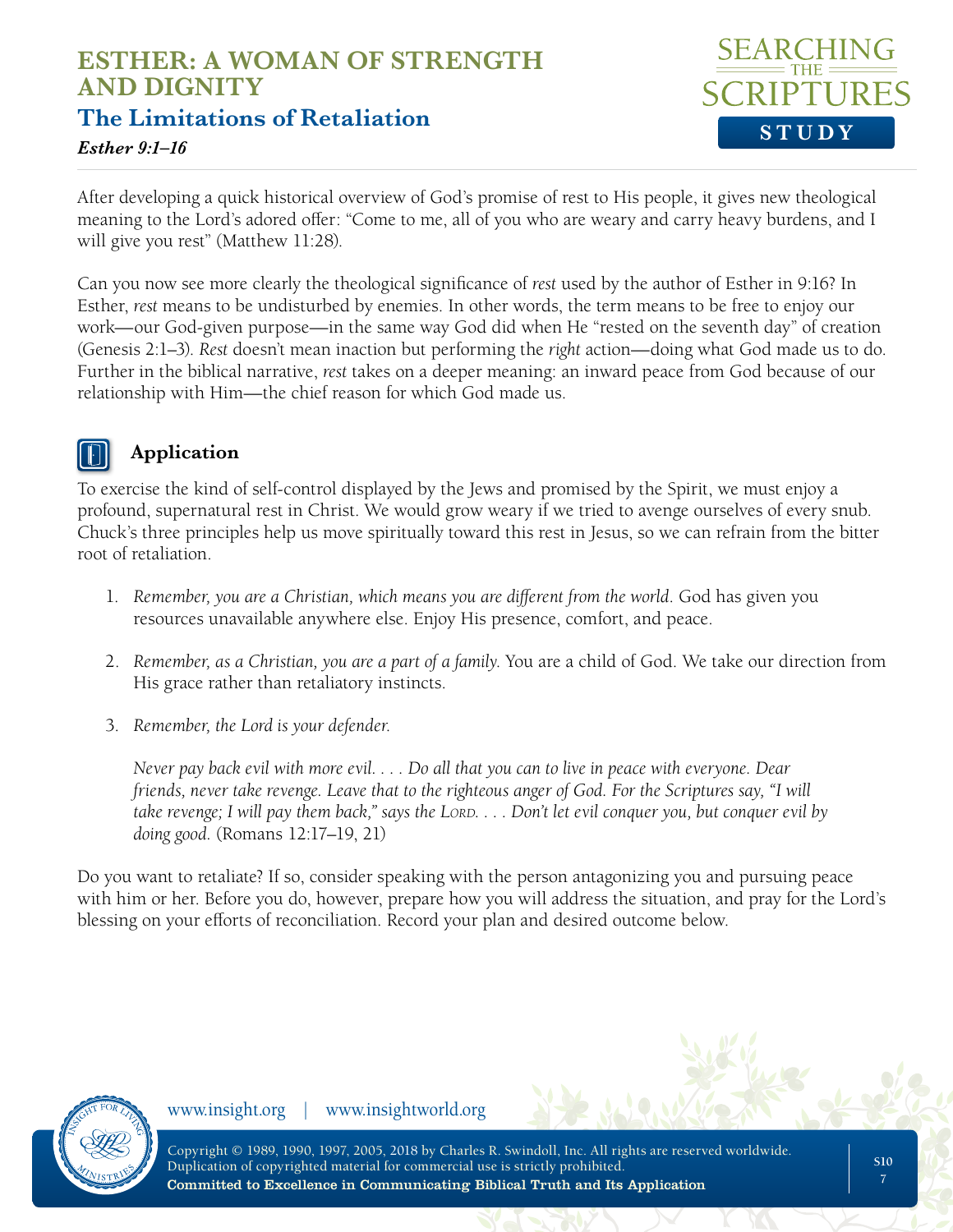After developing a quick historical overview of God's promise of rest to His people, it gives new theological meaning to the Lord's adored offer: "Come to me, all of you who are weary and carry heavy burdens, and I will give you rest" (Matthew 11:28).

Can you now see more clearly the theological significance of *rest* used by the author of Esther in 9:16? In Esther, *rest* means to be undisturbed by enemies. In other words, the term means to be free to enjoy our work—our God-given purpose—in the same way God did when He "rested on the seventh day" of creation (Genesis 2:1–3). *Rest* doesn't mean inaction but performing the *right* action—doing what God made us to do. Further in the biblical narrative, *rest* takes on a deeper meaning: an inward peace from God because of our relationship with Him—the chief reason for which God made us.

## Application

To exercise the kind of self-control displayed by the Jews and promised by the Spirit, we must enjoy a profound, supernatural rest in Christ. We would grow weary if we tried to avenge ourselves of every snub. Chuck's three principles help us move spiritually toward this rest in Jesus, so we can refrain from the bitter root of retaliation.

1. *Remember, you are a Christian, which means you are different from the world.* God has given you resources unavailable anywhere else. Enjoy His presence, comfort, and peace.

2. *Remember, as a Christian, you are a part of a family.* You are a child of God. We take our direction from His grace rather than retaliatory instincts.

3. *Remember, the Lord is your defender.*

   *Never pay back evil with more evil. . . . Do all that you can to live in peace with everyone. Dear friends, never take revenge. Leave that to the righteous anger of God. For the Scriptures say, "I will take revenge; I will pay them back," says the* Lord*. . . . Don't let evil conquer you, but conquer evil by doing good.* (Romans 12:17–19, 21)

Do you want to retaliate? If so, consider speaking with the person antagonizing you and pursuing peace with him or her. Before you do, however, prepare how you will address the situation, and pray for the Lord's blessing on your efforts of reconciliation. Record your plan and desired outcome below.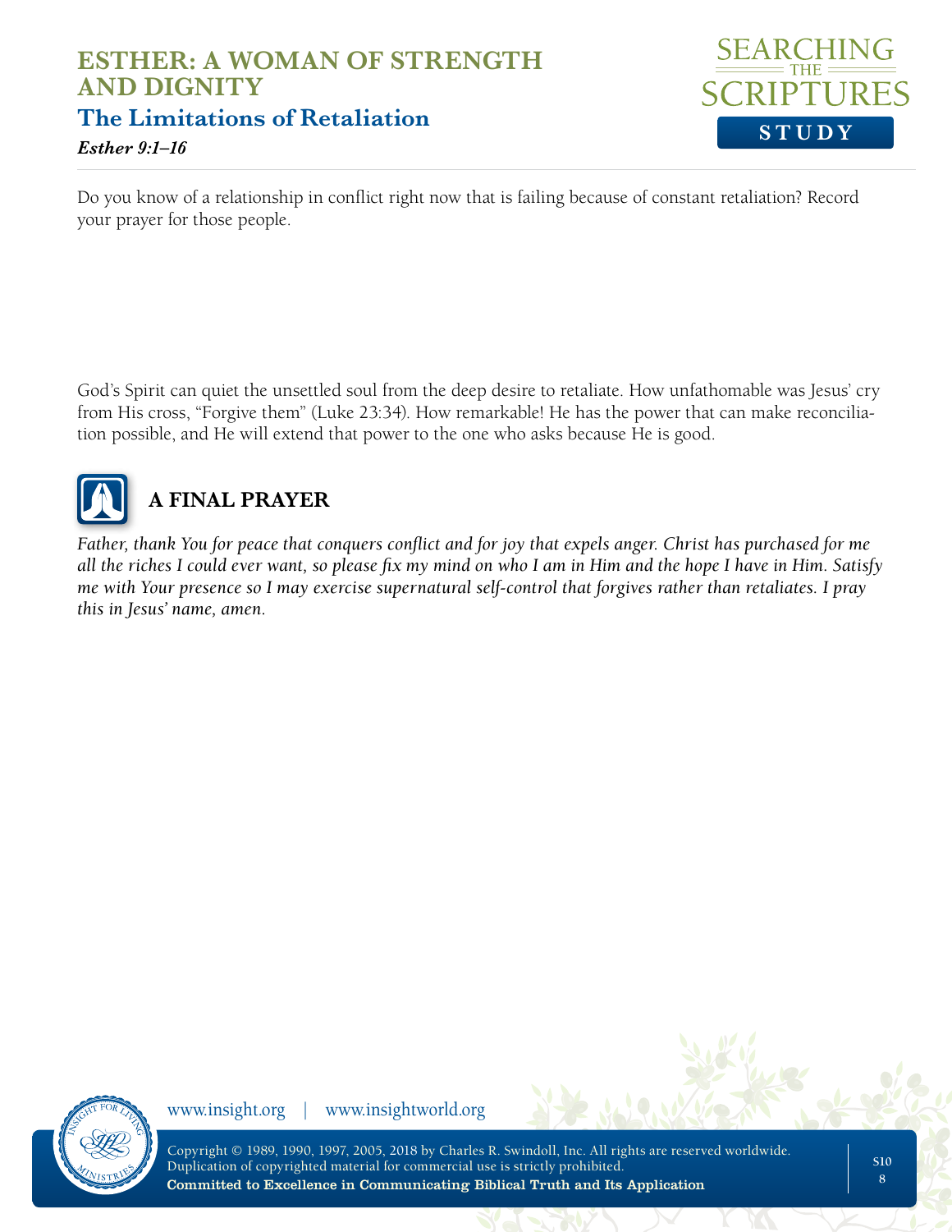Do you know of a relationship in conflict right now that is failing because of constant retaliation? Record your prayer for those people.

God's Spirit can quiet the unsettled soul from the deep desire to retaliate. How unfathomable was Jesus' cry from His cross, "Forgive them" (Luke 23:34). How remarkable! He has the power that can make reconciliation possible, and He will extend that power to the one who asks because He is good.

## A FINAL PRAYER

*Father, thank You for peace that conquers conflict and for joy that expels anger. Christ has purchased for me all the riches I could ever want, so please fix my mind on who I am in Him and the hope I have in Him. Satisfy me with Your presence so I may exercise supernatural self-control that forgives rather than retaliates. I pray this in Jesus' name, amen.*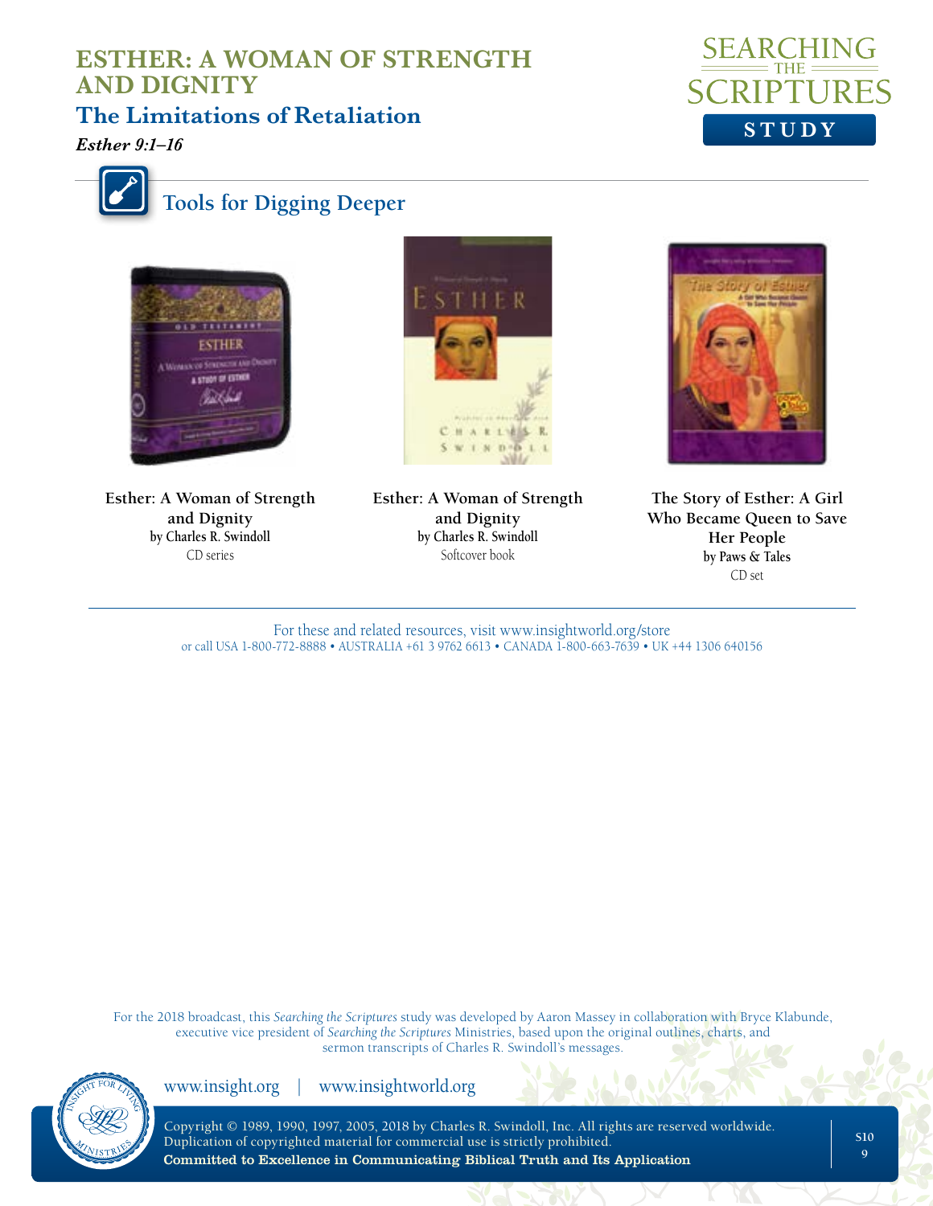# ESTHER: A WOMAN OF STRENGTH AND DIGNITY

## The Limitations of Retaliation

***Esther 9:1–16***

SEARCHING THE SCRIPTURES STUDY

### Tools for Digging Deeper

**Esther: A Woman of Strength and Dignity**
by Charles R. Swindoll
CD series

**Esther: A Woman of Strength and Dignity**
by Charles R. Swindoll
Softcover book

**The Story of Esther: A Girl Who Became Queen to Save Her People**
by Paws & Tales
CD set

For these and related resources, visit www.insightworld.org/store
or call USA 1-800-772-8888 • AUSTRALIA +61 3 9762 6613 • CANADA 1-800-663-7639 • UK +44 1306 640156

For the 2018 broadcast, this *Searching the Scriptures* study was developed by Aaron Massey in collaboration with Bryce Klabunde, executive vice president of *Searching the Scriptures* Ministries, based upon the original outlines, charts, and sermon transcripts of Charles R. Swindoll's messages.

www.insight.org | www.insightworld.org

Copyright © 1989, 1990, 1997, 2005, 2018 by Charles R. Swindoll, Inc. All rights reserved worldwide. Duplication of copyrighted material for commercial use is strictly prohibited.
**Committed to Excellence in Communicating Biblical Truth and Its Application**

S10